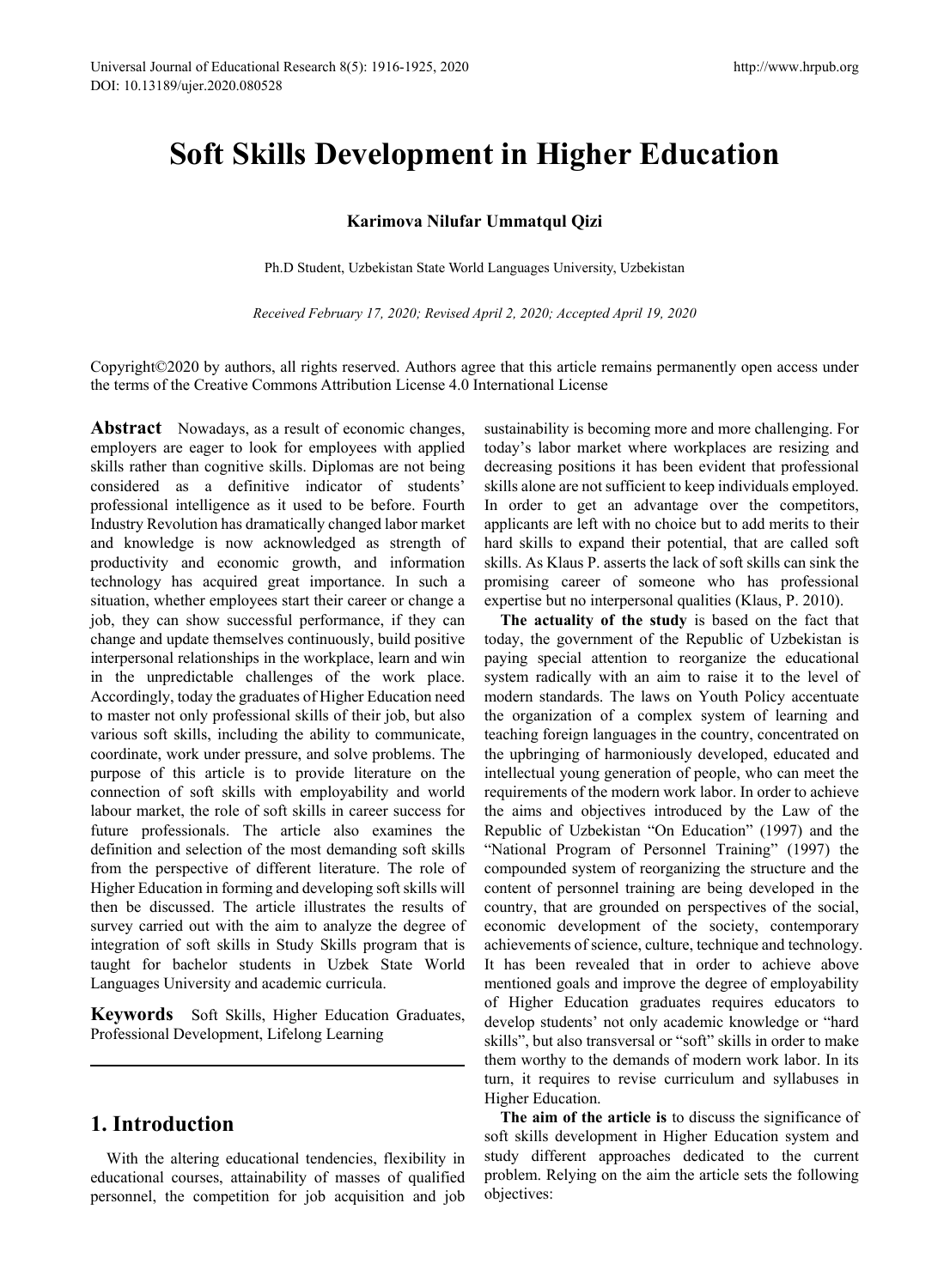# Soft Skills Development in Higher Education

**Karimova Nilufar Ummatqul Qizi**

Ph.D Student, Uzbekistan State World Languages University, Uzbekistan

*Received February 17, 2020; Revised April 2, 2020; Accepted April 19, 2020*

Copyright©2020 by authors, all rights reserved. Authors agree that this article remains permanently open access under the terms of the Creative Commons Attribution License 4.0 International License

**Abstract** Nowadays, as a result of economic changes, employers are eager to look for employees with applied skills rather than cognitive skills. Diplomas are not being considered as a definitive indicator of students' professional intelligence as it used to be before. Fourth Industry Revolution has dramatically changed labor market and knowledge is now acknowledged as strength of productivity and economic growth, and information technology has acquired great importance. In such a situation, whether employees start their career or change a job, they can show successful performance, if they can change and update themselves continuously, build positive interpersonal relationships in the workplace, learn and win in the unpredictable challenges of the work place. Accordingly, today the graduates of Higher Education need to master not only professional skills of their job, but also various soft skills, including the ability to communicate, coordinate, work under pressure, and solve problems. The purpose of this article is to provide literature on the connection of soft skills with employability and world labour market, the role of soft skills in career success for future professionals. The article also examines the definition and selection of the most demanding soft skills from the perspective of different literature. The role of Higher Education in forming and developing soft skills will then be discussed. The article illustrates the results of survey carried out with the aim to analyze the degree of integration of soft skills in Study Skills program that is taught for bachelor students in Uzbek State World Languages University and academic curricula.

**Keywords** Soft Skills, Higher Education Graduates, Professional Development, Lifelong Learning

## 1. Introduction

With the altering educational tendencies, flexibility in educational courses, attainability of masses of qualified personnel, the competition for job acquisition and job sustainability is becoming more and more challenging. For today's labor market where workplaces are resizing and decreasing positions it has been evident that professional skills alone are not sufficient to keep individuals employed. In order to get an advantage over the competitors, applicants are left with no choice but to add merits to their hard skills to expand their potential, that are called soft skills. As Klaus P. asserts the lack of soft skills can sink the promising career of someone who has professional expertise but no interpersonal qualities (Klaus, P. 2010).

**The actuality of the study** is based on the fact that today, the government of the Republic of Uzbekistan is paying special attention to reorganize the educational system radically with an aim to raise it to the level of modern standards. The laws on Youth Policy accentuate the organization of a complex system of learning and teaching foreign languages in the country, concentrated on the upbringing of harmoniously developed, educated and intellectual young generation of people, who can meet the requirements of the modern work labor. In order to achieve the aims and objectives introduced by the Law of the Republic of Uzbekistan "On Education" (1997) and the "National Program of Personnel Training" (1997) the compounded system of reorganizing the structure and the content of personnel training are being developed in the country, that are grounded on perspectives of the social, economic development of the society, contemporary achievements of science, culture, technique and technology. It has been revealed that in order to achieve above mentioned goals and improve the degree of employability of Higher Education graduates requires educators to develop students' not only academic knowledge or "hard skills", but also transversal or "soft" skills in order to make them worthy to the demands of modern work labor. In its turn, it requires to revise curriculum and syllabuses in Higher Education.

**The aim of the article is** to discuss the significance of soft skills development in Higher Education system and study different approaches dedicated to the current problem. Relying on the aim the article sets the following objectives: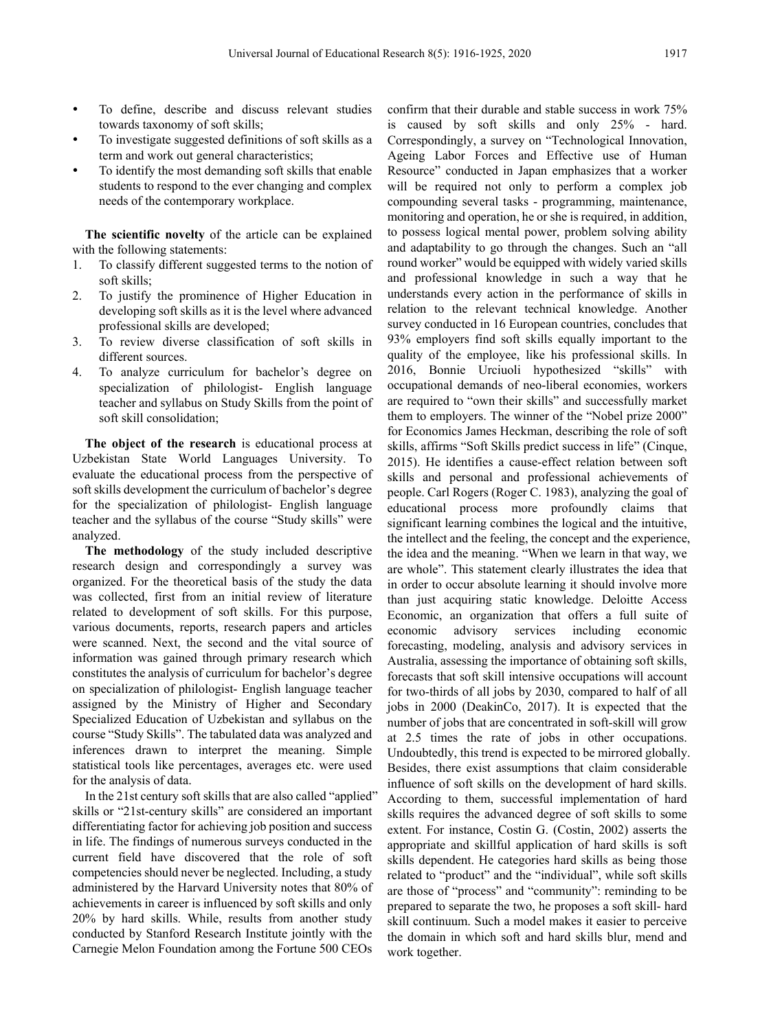- To define, describe and discuss relevant studies towards taxonomy of soft skills;
- To investigate suggested definitions of soft skills as a term and work out general characteristics;
- To identify the most demanding soft skills that enable students to respond to the ever changing and complex needs of the contemporary workplace.

**The scientific novelty** of the article can be explained with the following statements:

1. To classify different suggested terms to the notion of soft skills;
2. To justify the prominence of Higher Education in developing soft skills as it is the level where advanced professional skills are developed;
3. To review diverse classification of soft skills in different sources.
4. To analyze curriculum for bachelor's degree on specialization of philologist- English language teacher and syllabus on Study Skills from the point of soft skill consolidation;

**The object of the research** is educational process at Uzbekistan State World Languages University. To evaluate the educational process from the perspective of soft skills development the curriculum of bachelor's degree for the specialization of philologist- English language teacher and the syllabus of the course "Study skills" were analyzed.

**The methodology** of the study included descriptive research design and correspondingly a survey was organized. For the theoretical basis of the study the data was collected, first from an initial review of literature related to development of soft skills. For this purpose, various documents, reports, research papers and articles were scanned. Next, the second and the vital source of information was gained through primary research which constitutes the analysis of curriculum for bachelor's degree on specialization of philologist- English language teacher assigned by the Ministry of Higher and Secondary Specialized Education of Uzbekistan and syllabus on the course "Study Skills". The tabulated data was analyzed and inferences drawn to interpret the meaning. Simple statistical tools like percentages, averages etc. were used for the analysis of data.

In the 21st century soft skills that are also called "applied" skills or "21st-century skills" are considered an important differentiating factor for achieving job position and success in life. The findings of numerous surveys conducted in the current field have discovered that the role of soft competencies should never be neglected. Including, a study administered by the Harvard University notes that 80% of achievements in career is influenced by soft skills and only 20% by hard skills. While, results from another study conducted by Stanford Research Institute jointly with the Carnegie Melon Foundation among the Fortune 500 CEOs confirm that their durable and stable success in work 75% is caused by soft skills and only 25% - hard. Correspondingly, a survey on "Technological Innovation, Ageing Labor Forces and Effective use of Human Resource" conducted in Japan emphasizes that a worker will be required not only to perform a complex job compounding several tasks - programming, maintenance, monitoring and operation, he or she is required, in addition, to possess logical mental power, problem solving ability and adaptability to go through the changes. Such an "all round worker" would be equipped with widely varied skills and professional knowledge in such a way that he understands every action in the performance of skills in relation to the relevant technical knowledge. Another survey conducted in 16 European countries, concludes that 93% employers find soft skills equally important to the quality of the employee, like his professional skills. In 2016, Bonnie Urciuoli hypothesized "skills" with occupational demands of neo-liberal economies, workers are required to "own their skills" and successfully market them to employers. The winner of the "Nobel prize 2000" for Economics James Heckman, describing the role of soft skills, affirms "Soft Skills predict success in life" (Cinque, 2015). He identifies a cause-effect relation between soft skills and personal and professional achievements of people. Carl Rogers (Roger C. 1983), analyzing the goal of educational process more profoundly claims that significant learning combines the logical and the intuitive, the intellect and the feeling, the concept and the experience, the idea and the meaning. "When we learn in that way, we are whole". This statement clearly illustrates the idea that in order to occur absolute learning it should involve more than just acquiring static knowledge. Deloitte Access Economic, an organization that offers a full suite of economic advisory services including economic forecasting, modeling, analysis and advisory services in Australia, assessing the importance of obtaining soft skills, forecasts that soft skill intensive occupations will account for two-thirds of all jobs by 2030, compared to half of all jobs in 2000 (DeakinCo, 2017). It is expected that the number of jobs that are concentrated in soft-skill will grow at 2.5 times the rate of jobs in other occupations. Undoubtedly, this trend is expected to be mirrored globally. Besides, there exist assumptions that claim considerable influence of soft skills on the development of hard skills. According to them, successful implementation of hard skills requires the advanced degree of soft skills to some extent. For instance, Costin G. (Costin, 2002) asserts the appropriate and skillful application of hard skills is soft skills dependent. He categories hard skills as being those related to "product" and the "individual", while soft skills are those of "process" and "community": reminding to be prepared to separate the two, he proposes a soft skill- hard skill continuum. Such a model makes it easier to perceive the domain in which soft and hard skills blur, mend and work together.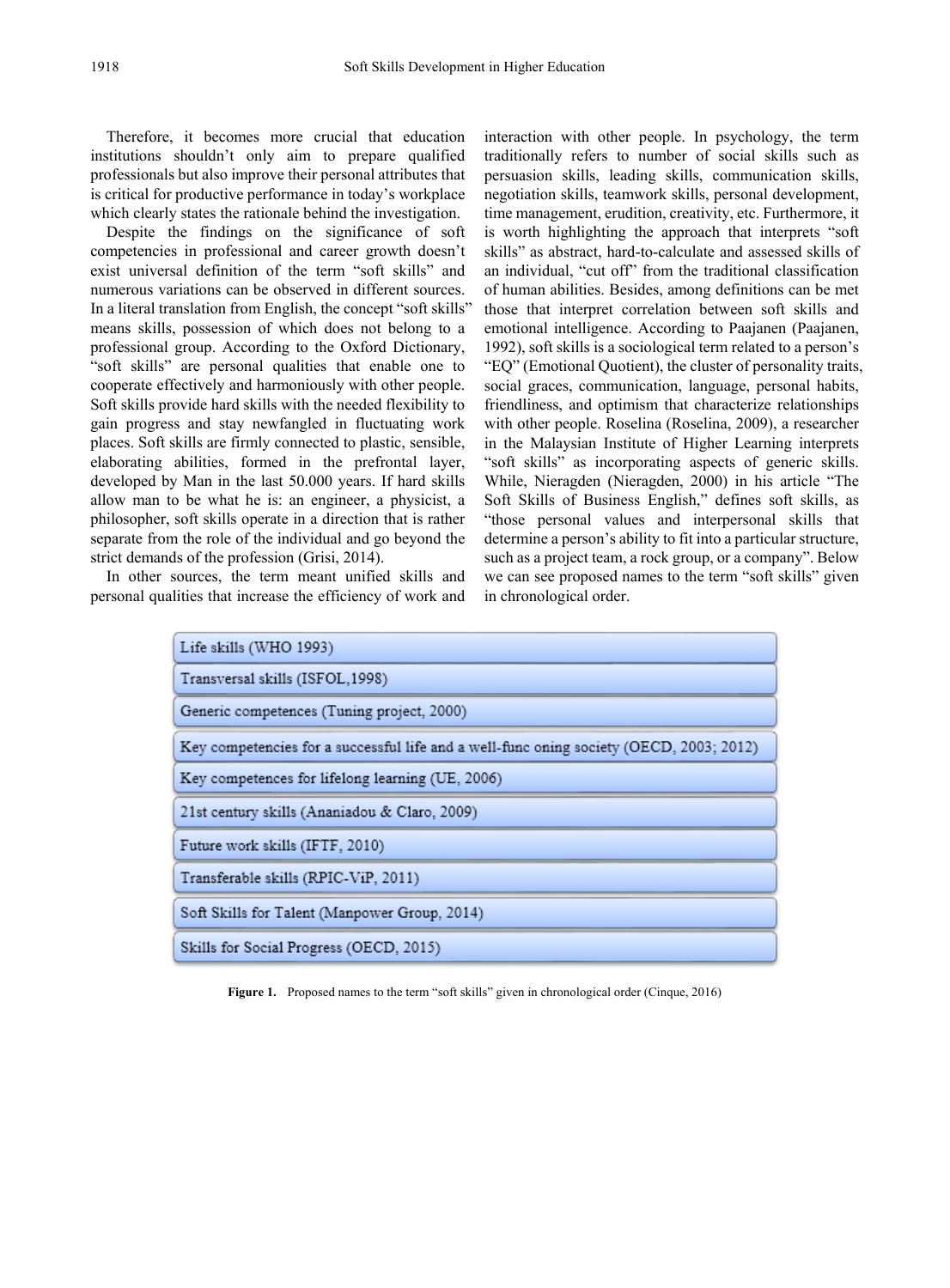Therefore, it becomes more crucial that education institutions shouldn't only aim to prepare qualified professionals but also improve their personal attributes that is critical for productive performance in today's workplace which clearly states the rationale behind the investigation.

Despite the findings on the significance of soft competencies in professional and career growth doesn't exist universal definition of the term "soft skills" and numerous variations can be observed in different sources. In a literal translation from English, the concept "soft skills" means skills, possession of which does not belong to a professional group. According to the Oxford Dictionary, "soft skills" are personal qualities that enable one to cooperate effectively and harmoniously with other people. Soft skills provide hard skills with the needed flexibility to gain progress and stay newfangled in fluctuating work places. Soft skills are firmly connected to plastic, sensible, elaborating abilities, formed in the prefrontal layer, developed by Man in the last 50.000 years. If hard skills allow man to be what he is: an engineer, a physicist, a philosopher, soft skills operate in a direction that is rather separate from the role of the individual and go beyond the strict demands of the profession (Grisi, 2014).

In other sources, the term meant unified skills and personal qualities that increase the efficiency of work and interaction with other people. In psychology, the term traditionally refers to number of social skills such as persuasion skills, leading skills, communication skills, negotiation skills, teamwork skills, personal development, time management, erudition, creativity, etc. Furthermore, it is worth highlighting the approach that interprets "soft skills" as abstract, hard-to-calculate and assessed skills of an individual, "cut off" from the traditional classification of human abilities. Besides, among definitions can be met those that interpret correlation between soft skills and emotional intelligence. According to Paajanen (Paajanen, 1992), soft skills is a sociological term related to a person's "EQ" (Emotional Quotient), the cluster of personality traits, social graces, communication, language, personal habits, friendliness, and optimism that characterize relationships with other people. Roselina (Roselina, 2009), a researcher in the Malaysian Institute of Higher Learning interprets "soft skills" as incorporating aspects of generic skills. While, Nieragden (Nieragden, 2000) in his article "The Soft Skills of Business English," defines soft skills, as "those personal values and interpersonal skills that determine a person's ability to fit into a particular structure, such as a project team, a rock group, or a company". Below we can see proposed names to the term "soft skills" given in chronological order.

- Life skills (WHO 1993)
- Transversal skills (ISFOL,1998)
- Generic competences (Tuning project, 2000)
- Key competencies for a successful life and a well-func oning society (OECD, 2003; 2012)
- Key competences for lifelong learning (UE, 2006)
- 21st century skills (Ananiadou & Claro, 2009)
- Future work skills (IFTF, 2010)
- Transferable skills (RPIC-ViP, 2011)
- Soft Skills for Talent (Manpower Group, 2014)
- Skills for Social Progress (OECD, 2015)

**Figure 1.** Proposed names to the term "soft skills" given in chronological order (Cinque, 2016)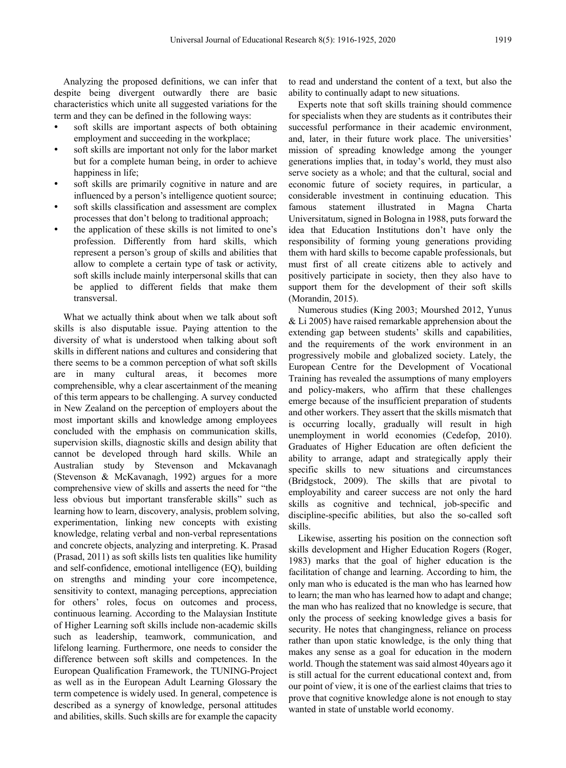Analyzing the proposed definitions, we can infer that despite being divergent outwardly there are basic characteristics which unite all suggested variations for the term and they can be defined in the following ways:

- soft skills are important aspects of both obtaining employment and succeeding in the workplace;
- soft skills are important not only for the labor market but for a complete human being, in order to achieve happiness in life;
- soft skills are primarily cognitive in nature and are influenced by a person's intelligence quotient source;
- soft skills classification and assessment are complex processes that don't belong to traditional approach;
- the application of these skills is not limited to one's profession. Differently from hard skills, which represent a person's group of skills and abilities that allow to complete a certain type of task or activity, soft skills include mainly interpersonal skills that can be applied to different fields that make them transversal.

What we actually think about when we talk about soft skills is also disputable issue. Paying attention to the diversity of what is understood when talking about soft skills in different nations and cultures and considering that there seems to be a common perception of what soft skills are in many cultural areas, it becomes more comprehensible, why a clear ascertainment of the meaning of this term appears to be challenging. A survey conducted in New Zealand on the perception of employers about the most important skills and knowledge among employees concluded with the emphasis on communication skills, supervision skills, diagnostic skills and design ability that cannot be developed through hard skills. While an Australian study by Stevenson and Mckavanagh (Stevenson & McKavanagh, 1992) argues for a more comprehensive view of skills and asserts the need for "the less obvious but important transferable skills" such as learning how to learn, discovery, analysis, problem solving, experimentation, linking new concepts with existing knowledge, relating verbal and non-verbal representations and concrete objects, analyzing and interpreting. K. Prasad (Prasad, 2011) as soft skills lists ten qualities like humility and self-confidence, emotional intelligence (EQ), building on strengths and minding your core incompetence, sensitivity to context, managing perceptions, appreciation for others' roles, focus on outcomes and process, continuous learning. According to the Malaysian Institute of Higher Learning soft skills include non-academic skills such as leadership, teamwork, communication, and lifelong learning. Furthermore, one needs to consider the difference between soft skills and competences. In the European Qualification Framework, the TUNING-Project as well as in the European Adult Learning Glossary the term competence is widely used. In general, competence is described as a synergy of knowledge, personal attitudes and abilities, skills. Such skills are for example the capacity to read and understand the content of a text, but also the ability to continually adapt to new situations.

Experts note that soft skills training should commence for specialists when they are students as it contributes their successful performance in their academic environment, and, later, in their future work place. The universities' mission of spreading knowledge among the younger generations implies that, in today's world, they must also serve society as a whole; and that the cultural, social and economic future of society requires, in particular, a considerable investment in continuing education. This famous statement illustrated in Magna Charta Universitatum, signed in Bologna in 1988, puts forward the idea that Education Institutions don't have only the responsibility of forming young generations providing them with hard skills to become capable professionals, but must first of all create citizens able to actively and positively participate in society, then they also have to support them for the development of their soft skills (Morandin, 2015).

Numerous studies (King 2003; Mourshed 2012, Yunus & Li 2005) have raised remarkable apprehension about the extending gap between students' skills and capabilities, and the requirements of the work environment in an progressively mobile and globalized society. Lately, the European Centre for the Development of Vocational Training has revealed the assumptions of many employers and policy-makers, who affirm that these challenges emerge because of the insufficient preparation of students and other workers. They assert that the skills mismatch that is occurring locally, gradually will result in high unemployment in world economies (Cedefop, 2010). Graduates of Higher Education are often deficient the ability to arrange, adapt and strategically apply their specific skills to new situations and circumstances (Bridgstock, 2009). The skills that are pivotal to employability and career success are not only the hard skills as cognitive and technical, job-specific and discipline-specific abilities, but also the so-called soft skills.

Likewise, asserting his position on the connection soft skills development and Higher Education Rogers (Roger, 1983) marks that the goal of higher education is the facilitation of change and learning. According to him, the only man who is educated is the man who has learned how to learn; the man who has learned how to adapt and change; the man who has realized that no knowledge is secure, that only the process of seeking knowledge gives a basis for security. He notes that changingness, reliance on process rather than upon static knowledge, is the only thing that makes any sense as a goal for education in the modern world. Though the statement was said almost 40years ago it is still actual for the current educational context and, from our point of view, it is one of the earliest claims that tries to prove that cognitive knowledge alone is not enough to stay wanted in state of unstable world economy.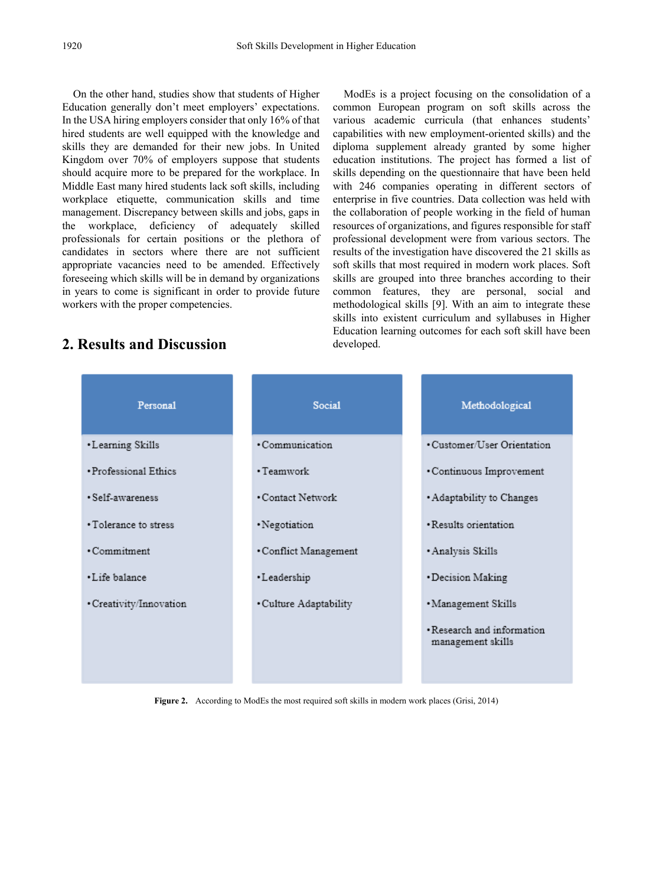On the other hand, studies show that students of Higher Education generally don't meet employers' expectations. In the USA hiring employers consider that only 16% of that hired students are well equipped with the knowledge and skills they are demanded for their new jobs. In United Kingdom over 70% of employers suppose that students should acquire more to be prepared for the workplace. In Middle East many hired students lack soft skills, including workplace etiquette, communication skills and time management. Discrepancy between skills and jobs, gaps in the workplace, deficiency of adequately skilled professionals for certain positions or the plethora of candidates in sectors where there are not sufficient appropriate vacancies need to be amended. Effectively foreseeing which skills will be in demand by organizations in years to come is significant in order to provide future workers with the proper competencies.

## 2. Results and Discussion

ModEs is a project focusing on the consolidation of a common European program on soft skills across the various academic curricula (that enhances students' capabilities with new employment-oriented skills) and the diploma supplement already granted by some higher education institutions. The project has formed a list of skills depending on the questionnaire that have been held with 246 companies operating in different sectors of enterprise in five countries. Data collection was held with the collaboration of people working in the field of human resources of organizations, and figures responsible for staff professional development were from various sectors. The results of the investigation have discovered the 21 skills as soft skills that most required in modern work places. Soft skills are grouped into three branches according to their common features, they are personal, social and methodological skills [9]. With an aim to integrate these skills into existent curriculum and syllabuses in Higher Education learning outcomes for each soft skill have been developed.

| Personal | Social | Methodological |
|---|---|---|
| • Learning Skills | • Communication | • Customer/User Orientation |
| • Professional Ethics | • Teamwork | • Continuous Improvement |
| • Self-awareness | • Contact Network | • Adaptability to Changes |
| • Tolerance to stress | • Negotiation | • Results orientation |
| • Commitment | • Conflict Management | • Analysis Skills |
| • Life balance | • Leadership | • Decision Making |
| • Creativity/Innovation | • Culture Adaptability | • Management Skills |
| | | • Research and information management skills |

**Figure 2.** According to ModEs the most required soft skills in modern work places (Grisi, 2014)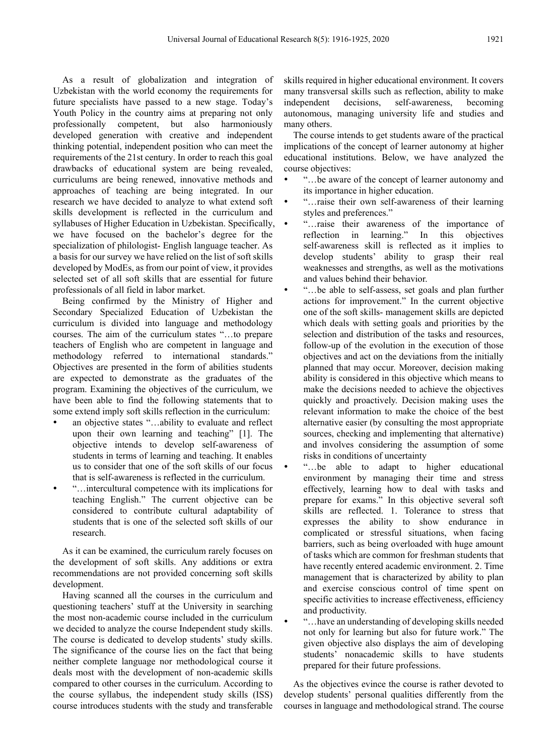As a result of globalization and integration of Uzbekistan with the world economy the requirements for future specialists have passed to a new stage. Today's Youth Policy in the country aims at preparing not only professionally competent, but also harmoniously developed generation with creative and independent thinking potential, independent position who can meet the requirements of the 21st century. In order to reach this goal drawbacks of educational system are being revealed, curriculums are being renewed, innovative methods and approaches of teaching are being integrated. In our research we have decided to analyze to what extend soft skills development is reflected in the curriculum and syllabuses of Higher Education in Uzbekistan. Specifically, we have focused on the bachelor's degree for the specialization of philologist- English language teacher. As a basis for our survey we have relied on the list of soft skills developed by ModEs, as from our point of view, it provides selected set of all soft skills that are essential for future professionals of all field in labor market.

Being confirmed by the Ministry of Higher and Secondary Specialized Education of Uzbekistan the curriculum is divided into language and methodology courses. The aim of the curriculum states "…to prepare teachers of English who are competent in language and methodology referred to international standards." Objectives are presented in the form of abilities students are expected to demonstrate as the graduates of the program. Examining the objectives of the curriculum, we have been able to find the following statements that to some extend imply soft skills reflection in the curriculum:

- an objective states "…ability to evaluate and reflect upon their own learning and teaching" [1]. The objective intends to develop self-awareness of students in terms of learning and teaching. It enables us to consider that one of the soft skills of our focus that is self-awareness is reflected in the curriculum.
- "…intercultural competence with its implications for teaching English." The current objective can be considered to contribute cultural adaptability of students that is one of the selected soft skills of our research.

As it can be examined, the curriculum rarely focuses on the development of soft skills. Any additions or extra recommendations are not provided concerning soft skills development.

Having scanned all the courses in the curriculum and questioning teachers' stuff at the University in searching the most non-academic course included in the curriculum we decided to analyze the course Independent study skills. The course is dedicated to develop students' study skills. The significance of the course lies on the fact that being neither complete language nor methodological course it deals most with the development of non-academic skills compared to other courses in the curriculum. According to the course syllabus, the independent study skills (ISS) course introduces students with the study and transferable skills required in higher educational environment. It covers many transversal skills such as reflection, ability to make independent decisions, self-awareness, becoming autonomous, managing university life and studies and many others.

The course intends to get students aware of the practical implications of the concept of learner autonomy at higher educational institutions. Below, we have analyzed the course objectives:

- "…be aware of the concept of learner autonomy and its importance in higher education.
- "…raise their own self-awareness of their learning styles and preferences."
- "…raise their awareness of the importance of reflection in learning." In this objectives self-awareness skill is reflected as it implies to develop students' ability to grasp their real weaknesses and strengths, as well as the motivations and values behind their behavior.
- "…be able to self-assess, set goals and plan further actions for improvement." In the current objective one of the soft skills- management skills are depicted which deals with setting goals and priorities by the selection and distribution of the tasks and resources, follow-up of the evolution in the execution of those objectives and act on the deviations from the initially planned that may occur. Moreover, decision making ability is considered in this objective which means to make the decisions needed to achieve the objectives quickly and proactively. Decision making uses the relevant information to make the choice of the best alternative easier (by consulting the most appropriate sources, checking and implementing that alternative) and involves considering the assumption of some risks in conditions of uncertainty
- "…be able to adapt to higher educational environment by managing their time and stress effectively, learning how to deal with tasks and prepare for exams." In this objective several soft skills are reflected. 1. Tolerance to stress that expresses the ability to show endurance in complicated or stressful situations, when facing barriers, such as being overloaded with huge amount of tasks which are common for freshman students that have recently entered academic environment. 2. Time management that is characterized by ability to plan and exercise conscious control of time spent on specific activities to increase effectiveness, efficiency and productivity.
- "…have an understanding of developing skills needed not only for learning but also for future work." The given objective also displays the aim of developing students' nonacademic skills to have students prepared for their future professions.

As the objectives evince the course is rather devoted to develop students' personal qualities differently from the courses in language and methodological strand. The course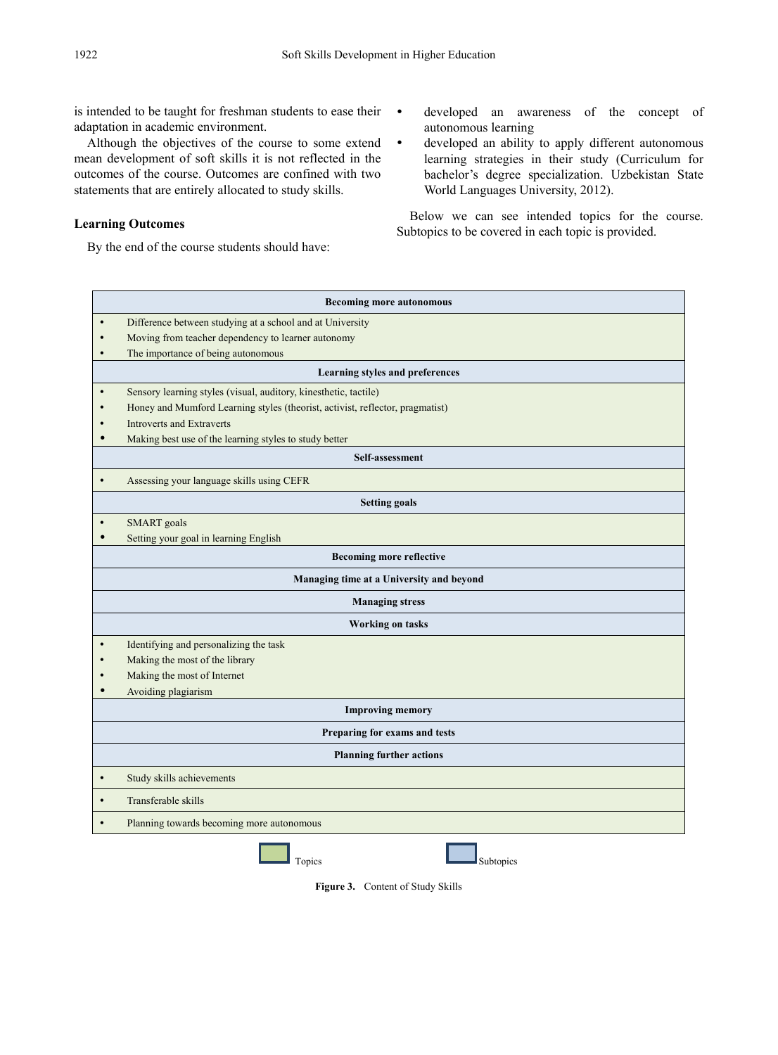is intended to be taught for freshman students to ease their adaptation in academic environment.

Although the objectives of the course to some extend mean development of soft skills it is not reflected in the outcomes of the course. Outcomes are confined with two statements that are entirely allocated to study skills.

### Learning Outcomes

By the end of the course students should have:

- developed an awareness of the concept of autonomous learning
- developed an ability to apply different autonomous learning strategies in their study (Curriculum for bachelor's degree specialization. Uzbekistan State World Languages University, 2012).

Below we can see intended topics for the course. Subtopics to be covered in each topic is provided.

| **Becoming more autonomous** |
|---|
| • Difference between studying at a school and at University<br>• Moving from teacher dependency to learner autonomy<br>• The importance of being autonomous |
| **Learning styles and preferences** |
| • Sensory learning styles (visual, auditory, kinesthetic, tactile)<br>• Honey and Mumford Learning styles (theorist, activist, reflector, pragmatist)<br>• Introverts and Extraverts<br>• Making best use of the learning styles to study better |
| **Self-assessment** |
| • Assessing your language skills using CEFR |
| **Setting goals** |
| • SMART goals<br>• Setting your goal in learning English |
| **Becoming more reflective** |
| **Managing time at a University and beyond** |
| **Managing stress** |
| **Working on tasks** |
| • Identifying and personalizing the task<br>• Making the most of the library<br>• Making the most of Internet<br>• Avoiding plagiarism |
| **Improving memory** |
| **Preparing for exams and tests** |
| **Planning further actions** |
| • Study skills achievements |
| • Transferable skills |
| • Planning towards becoming more autonomous |

Topics | Subtopics

**Figure 3.** Content of Study Skills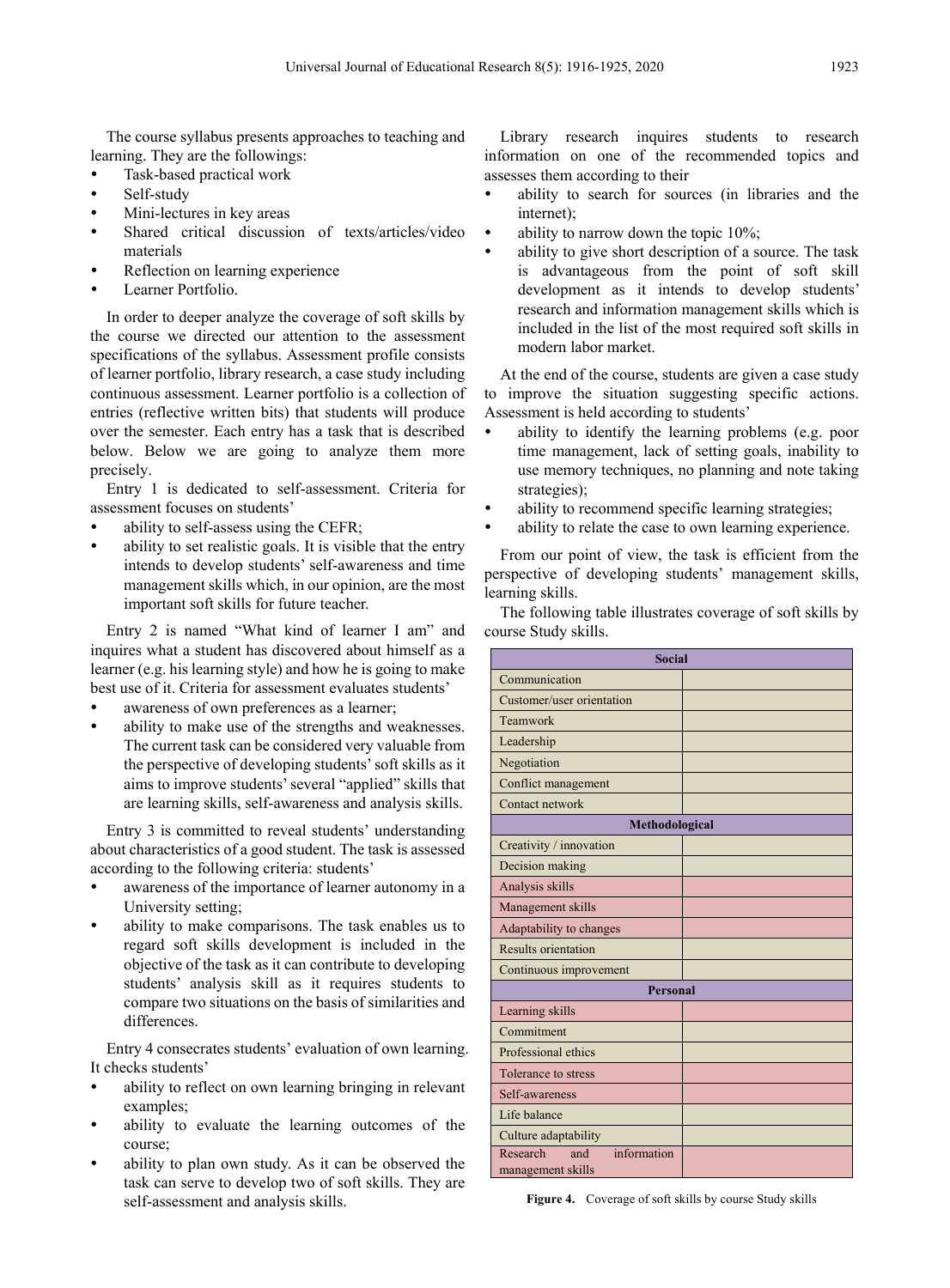The course syllabus presents approaches to teaching and learning. They are the followings:

- Task-based practical work
- Self-study
- Mini-lectures in key areas
- Shared critical discussion of texts/articles/video materials
- Reflection on learning experience
- Learner Portfolio.

In order to deeper analyze the coverage of soft skills by the course we directed our attention to the assessment specifications of the syllabus. Assessment profile consists of learner portfolio, library research, a case study including continuous assessment. Learner portfolio is a collection of entries (reflective written bits) that students will produce over the semester. Each entry has a task that is described below. Below we are going to analyze them more precisely.

Entry 1 is dedicated to self-assessment. Criteria for assessment focuses on students'

- ability to self-assess using the CEFR;
- ability to set realistic goals. It is visible that the entry intends to develop students' self-awareness and time management skills which, in our opinion, are the most important soft skills for future teacher.

Entry 2 is named "What kind of learner I am" and inquires what a student has discovered about himself as a learner (e.g. his learning style) and how he is going to make best use of it. Criteria for assessment evaluates students'

- awareness of own preferences as a learner;
- ability to make use of the strengths and weaknesses. The current task can be considered very valuable from the perspective of developing students' soft skills as it aims to improve students' several "applied" skills that are learning skills, self-awareness and analysis skills.

Entry 3 is committed to reveal students' understanding about characteristics of a good student. The task is assessed according to the following criteria: students'

- awareness of the importance of learner autonomy in a University setting;
- ability to make comparisons. The task enables us to regard soft skills development is included in the objective of the task as it can contribute to developing students' analysis skill as it requires students to compare two situations on the basis of similarities and differences.

Entry 4 consecrates students' evaluation of own learning. It checks students'

- ability to reflect on own learning bringing in relevant examples;
- ability to evaluate the learning outcomes of the course;
- ability to plan own study. As it can be observed the task can serve to develop two of soft skills. They are self-assessment and analysis skills.

Library research inquires students to research information on one of the recommended topics and assesses them according to their

- ability to search for sources (in libraries and the internet);
- ability to narrow down the topic 10%;
- ability to give short description of a source. The task is advantageous from the point of soft skill development as it intends to develop students' research and information management skills which is included in the list of the most required soft skills in modern labor market.

At the end of the course, students are given a case study to improve the situation suggesting specific actions. Assessment is held according to students'

- ability to identify the learning problems (e.g. poor time management, lack of setting goals, inability to use memory techniques, no planning and note taking strategies);
- ability to recommend specific learning strategies;
- ability to relate the case to own learning experience.

From our point of view, the task is efficient from the perspective of developing students' management skills, learning skills.

The following table illustrates coverage of soft skills by course Study skills.

| Social | |
|---|---|
| Communication | |
| Customer/user orientation | |
| Teamwork | |
| Leadership | |
| Negotiation | |
| Conflict management | |
| Contact network | |
| **Methodological** | |
| Creativity / innovation | |
| Decision making | |
| Analysis skills | |
| Management skills | |
| Adaptability to changes | |
| Results orientation | |
| Continuous improvement | |
| **Personal** | |
| Learning skills | |
| Commitment | |
| Professional ethics | |
| Tolerance to stress | |
| Self-awareness | |
| Life balance | |
| Culture adaptability | |
| Research and information management skills | |

**Figure 4.** Coverage of soft skills by course Study skills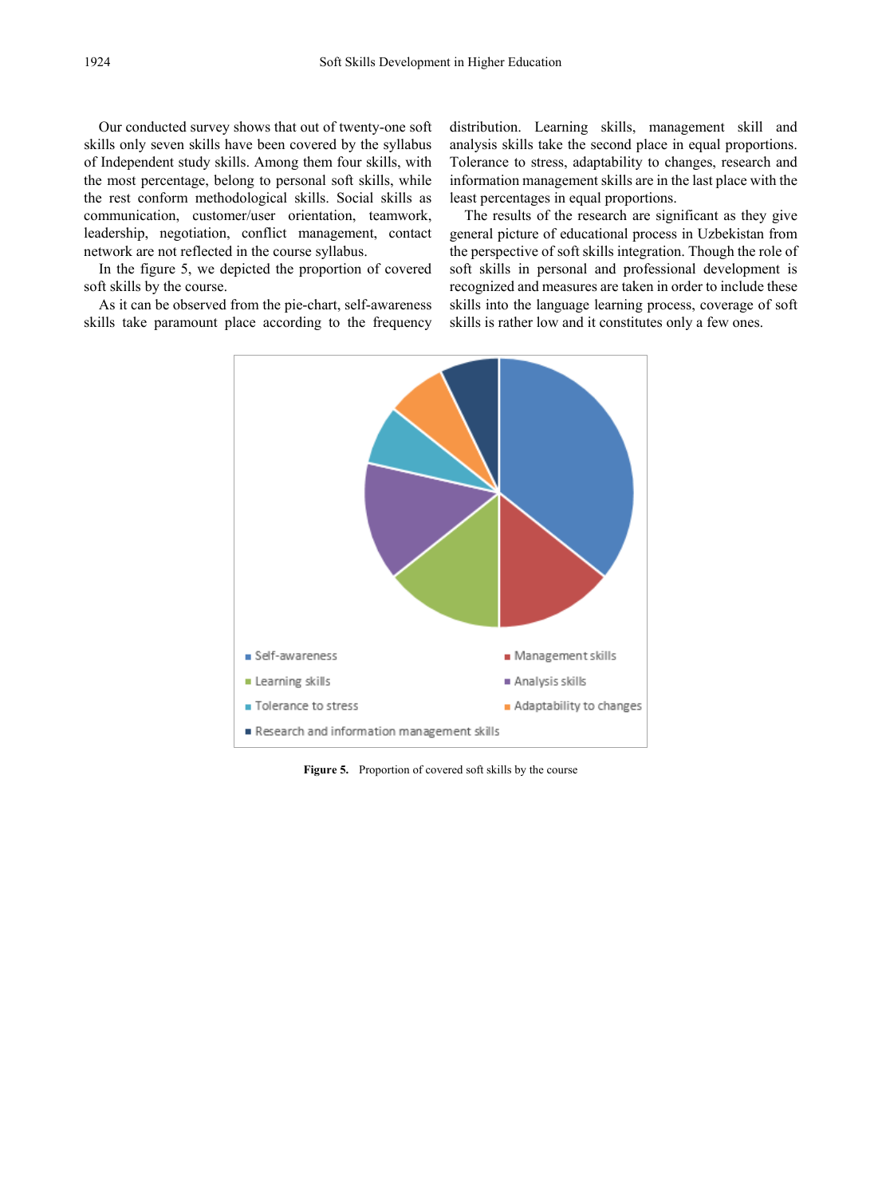Our conducted survey shows that out of twenty-one soft skills only seven skills have been covered by the syllabus of Independent study skills. Among them four skills, with the most percentage, belong to personal soft skills, while the rest conform methodological skills. Social skills as communication, customer/user orientation, teamwork, leadership, negotiation, conflict management, contact network are not reflected in the course syllabus.

In the figure 5, we depicted the proportion of covered soft skills by the course.

As it can be observed from the pie-chart, self-awareness skills take paramount place according to the frequency distribution. Learning skills, management skill and analysis skills take the second place in equal proportions. Tolerance to stress, adaptability to changes, research and information management skills are in the last place with the least percentages in equal proportions.

The results of the research are significant as they give general picture of educational process in Uzbekistan from the perspective of soft skills integration. Though the role of soft skills in personal and professional development is recognized and measures are taken in order to include these skills into the language learning process, coverage of soft skills is rather low and it constitutes only a few ones.

**Figure 5.** Proportion of covered soft skills by the course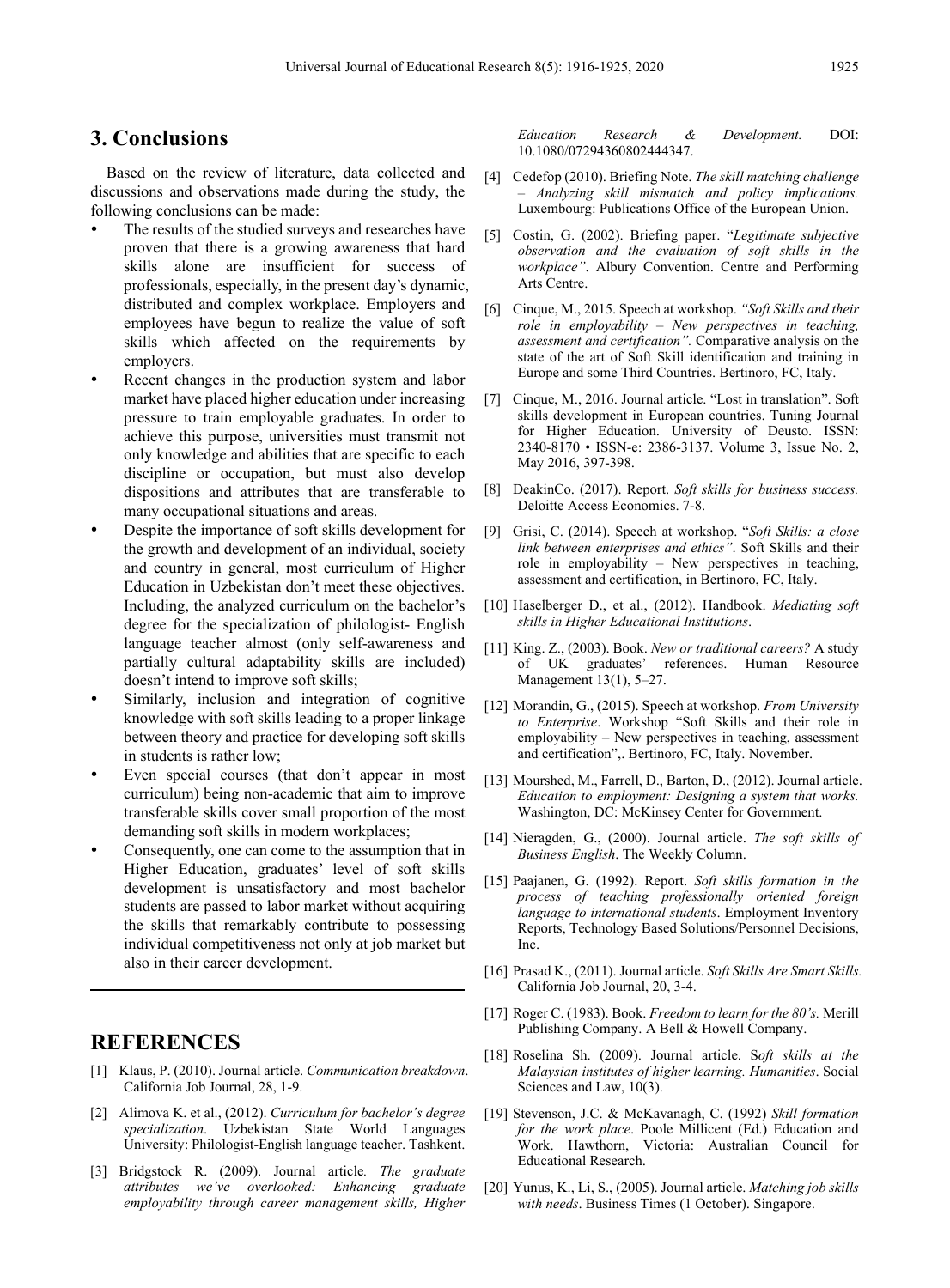## 3. Conclusions

Based on the review of literature, data collected and discussions and observations made during the study, the following conclusions can be made:

- The results of the studied surveys and researches have proven that there is a growing awareness that hard skills alone are insufficient for success of professionals, especially, in the present day's dynamic, distributed and complex workplace. Employers and employees have begun to realize the value of soft skills which affected on the requirements by employers.
- Recent changes in the production system and labor market have placed higher education under increasing pressure to train employable graduates. In order to achieve this purpose, universities must transmit not only knowledge and abilities that are specific to each discipline or occupation, but must also develop dispositions and attributes that are transferable to many occupational situations and areas.
- Despite the importance of soft skills development for the growth and development of an individual, society and country in general, most curriculum of Higher Education in Uzbekistan don't meet these objectives. Including, the analyzed curriculum on the bachelor's degree for the specialization of philologist- English language teacher almost (only self-awareness and partially cultural adaptability skills are included) doesn't intend to improve soft skills;
- Similarly, inclusion and integration of cognitive knowledge with soft skills leading to a proper linkage between theory and practice for developing soft skills in students is rather low;
- Even special courses (that don't appear in most curriculum) being non-academic that aim to improve transferable skills cover small proportion of the most demanding soft skills in modern workplaces;
- Consequently, one can come to the assumption that in Higher Education, graduates' level of soft skills development is unsatisfactory and most bachelor students are passed to labor market without acquiring the skills that remarkably contribute to possessing individual competitiveness not only at job market but also in their career development.

## REFERENCES

[1] Klaus, P. (2010). Journal article. *Communication breakdown*. California Job Journal, 28, 1-9.

[2] Alimova K. et al., (2012). *Curriculum for bachelor's degree specialization*. Uzbekistan State World Languages University: Philologist-English language teacher. Tashkent.

[3] Bridgstock R. (2009). Journal article*. The graduate attributes we've overlooked: Enhancing graduate employability through career management skills, Higher Education Research & Development.* DOI: 10.1080/07294360802444347.

[4] Cedefop (2010). Briefing Note. *The skill matching challenge – Analyzing skill mismatch and policy implications.* Luxembourg: Publications Office of the European Union.

[5] Costin, G. (2002). Briefing paper. "*Legitimate subjective observation and the evaluation of soft skills in the workplace"*. Albury Convention. Centre and Performing Arts Centre.

[6] Cinque, M., 2015. Speech at workshop. *"Soft Skills and their role in employability – New perspectives in teaching, assessment and certification".* Comparative analysis on the state of the art of Soft Skill identification and training in Europe and some Third Countries. Bertinoro, FC, Italy.

[7] Cinque, M., 2016. Journal article. "Lost in translation". Soft skills development in European countries. Tuning Journal for Higher Education. University of Deusto. ISSN: 2340-8170 • ISSN-e: 2386-3137. Volume 3, Issue No. 2, May 2016, 397-398.

[8] DeakinCo. (2017). Report. *Soft skills for business success.* Deloitte Access Economics. 7-8.

[9] Grisi, C. (2014). Speech at workshop. "*Soft Skills: a close link between enterprises and ethics"*. Soft Skills and their role in employability – New perspectives in teaching, assessment and certification, in Bertinoro, FC, Italy.

[10] Haselberger D., et al., (2012). Handbook. *Mediating soft skills in Higher Educational Institutions*.

[11] King. Z., (2003). Book. *New or traditional careers?* A study of UK graduates' references. Human Resource Management 13(1), 5–27.

[12] Morandin, G., (2015). Speech at workshop. *From University to Enterprise*. Workshop "Soft Skills and their role in employability – New perspectives in teaching, assessment and certification",. Bertinoro, FC, Italy. November.

[13] Mourshed, M., Farrell, D., Barton, D., (2012). Journal article. *Education to employment: Designing a system that works.* Washington, DC: McKinsey Center for Government.

[14] Nieragden, G., (2000). Journal article. *The soft skills of Business English*. The Weekly Column.

[15] Paajanen, G. (1992). Report. *Soft skills formation in the process of teaching professionally oriented foreign language to international students*. Employment Inventory Reports, Technology Based Solutions/Personnel Decisions, Inc.

[16] Prasad K., (2011). Journal article. *Soft Skills Are Smart Skills.* California Job Journal, 20, 3-4.

[17] Roger C. (1983). Book. *Freedom to learn for the 80's.* Merill Publishing Company. A Bell & Howell Company.

[18] Roselina Sh. (2009). Journal article. S*oft skills at the Malaysian institutes of higher learning. Humanities*. Social Sciences and Law, 10(3).

[19] Stevenson, J.C. & McKavanagh, C. (1992) *Skill formation for the work place*. Poole Millicent (Ed.) Education and Work. Hawthorn, Victoria: Australian Council for Educational Research.

[20] Yunus, K., Li, S., (2005). Journal article. *Matching job skills with needs*. Business Times (1 October). Singapore.